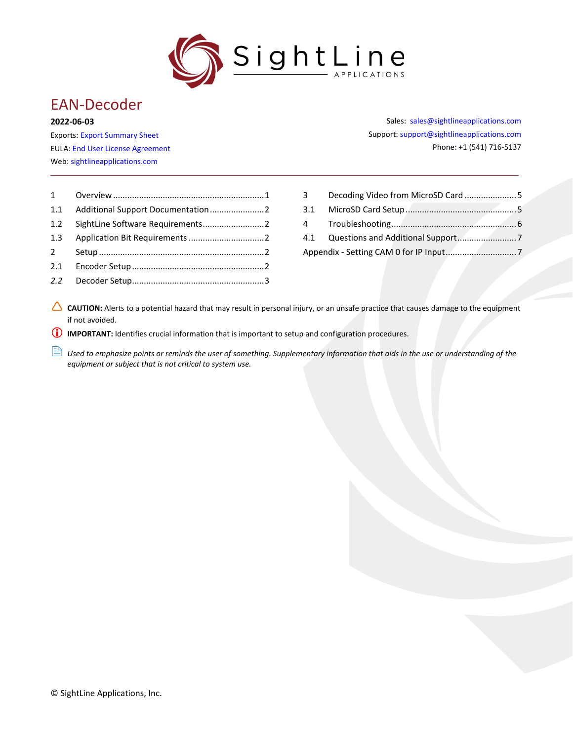# EAN-Decoder

**2022-06-03**

Exports: Export Summary Sheet

EULA: End User License Agreement

Web: sightlineapplications.com

Sales: sales@sightlineapplications.com

Support: support@sightlineapplications.com

Phone: +1 (541) 716-5137

---

| | | |
|---|---|---|
| 1 | Overview | 1 |
| 1.1 | Additional Support Documentation | 2 |
| 1.2 | SightLine Software Requirements | 2 |
| 1.3 | Application Bit Requirements | 2 |
| 2 | Setup | 2 |
| 2.1 | Encoder Setup | 2 |
| *2.2* | Decoder Setup | 3 |
| 3 | Decoding Video from MicroSD Card | 5 |
| 3.1 | MicroSD Card Setup | 5 |
| 4 | Troubleshooting | 6 |
| 4.1 | Questions and Additional Support | 7 |
| Appendix - Setting CAM 0 for IP Input | | 7 |

**CAUTION:** Alerts to a potential hazard that may result in personal injury, or an unsafe practice that causes damage to the equipment if not avoided.

**IMPORTANT:** Identifies crucial information that is important to setup and configuration procedures.

*Used to emphasize points or reminds the user of something. Supplementary information that aids in the use or understanding of the equipment or subject that is not critical to system use.*

© SightLine Applications, Inc.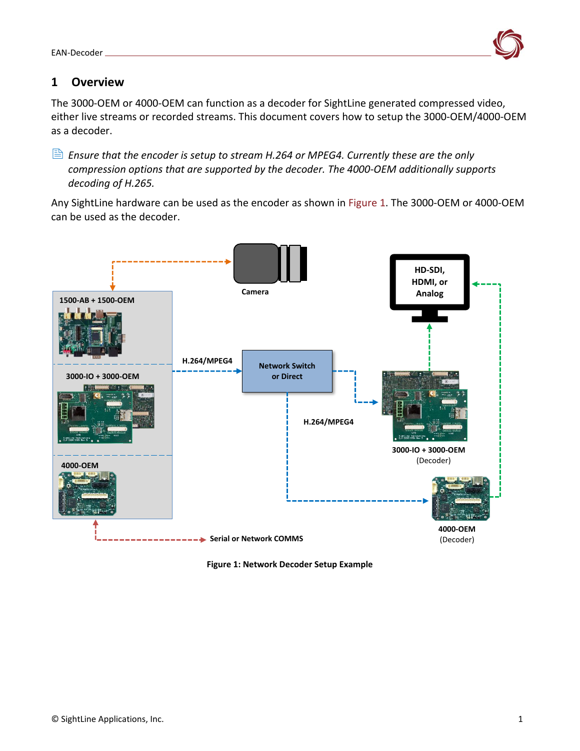# 1 Overview

The 3000-OEM or 4000-OEM can function as a decoder for SightLine generated compressed video, either live streams or recorded streams. This document covers how to setup the 3000-OEM/4000-OEM as a decoder.

*Ensure that the encoder is setup to stream H.264 or MPEG4. Currently these are the only compression options that are supported by the decoder. The 4000-OEM additionally supports decoding of H.265.*

Any SightLine hardware can be used as the encoder as shown in Figure 1. The 3000-OEM or 4000-OEM can be used as the decoder.

**Figure 1: Network Decoder Setup Example**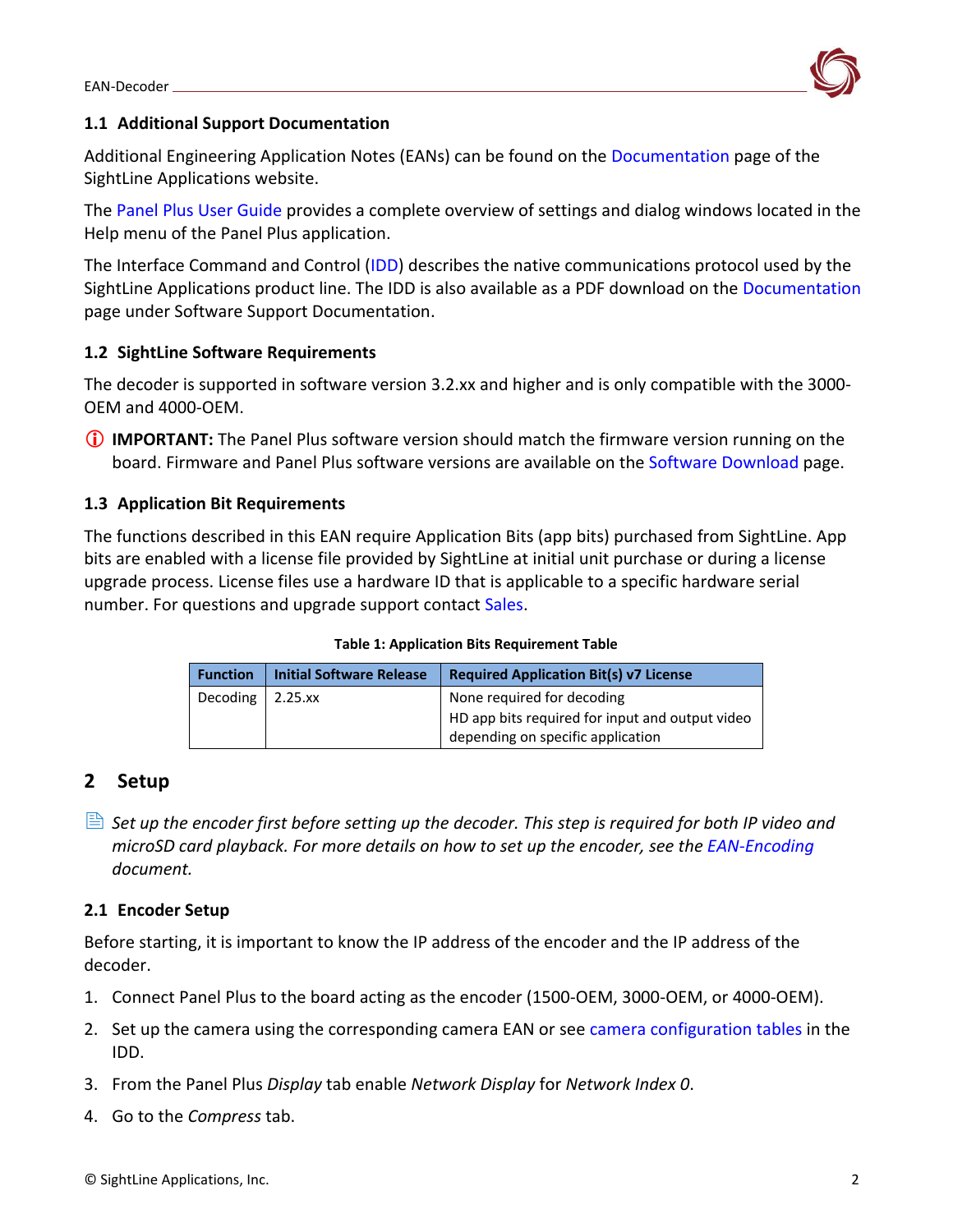### 1.1 Additional Support Documentation

Additional Engineering Application Notes (EANs) can be found on the Documentation page of the SightLine Applications website.

The Panel Plus User Guide provides a complete overview of settings and dialog windows located in the Help menu of the Panel Plus application.

The Interface Command and Control (IDD) describes the native communications protocol used by the SightLine Applications product line. The IDD is also available as a PDF download on the Documentation page under Software Support Documentation.

### 1.2 SightLine Software Requirements

The decoder is supported in software version 3.2.xx and higher and is only compatible with the 3000-OEM and 4000-OEM.

ⓘ **IMPORTANT:** The Panel Plus software version should match the firmware version running on the board. Firmware and Panel Plus software versions are available on the Software Download page.

### 1.3 Application Bit Requirements

The functions described in this EAN require Application Bits (app bits) purchased from SightLine. App bits are enabled with a license file provided by SightLine at initial unit purchase or during a license upgrade process. License files use a hardware ID that is applicable to a specific hardware serial number. For questions and upgrade support contact Sales.

**Table 1: Application Bits Requirement Table**

| Function | Initial Software Release | Required Application Bit(s) v7 License |
|---|---|---|
| Decoding | 2.25.xx | None required for decoding<br>HD app bits required for input and output video depending on specific application |

## 2 Setup

*Set up the encoder first before setting up the decoder. This step is required for both IP video and microSD card playback. For more details on how to set up the encoder, see the EAN-Encoding document.*

### 2.1 Encoder Setup

Before starting, it is important to know the IP address of the encoder and the IP address of the decoder.

1. Connect Panel Plus to the board acting as the encoder (1500-OEM, 3000-OEM, or 4000-OEM).
2. Set up the camera using the corresponding camera EAN or see camera configuration tables in the IDD.
3. From the Panel Plus *Display* tab enable *Network Display* for *Network Index 0*.
4. Go to the *Compress* tab.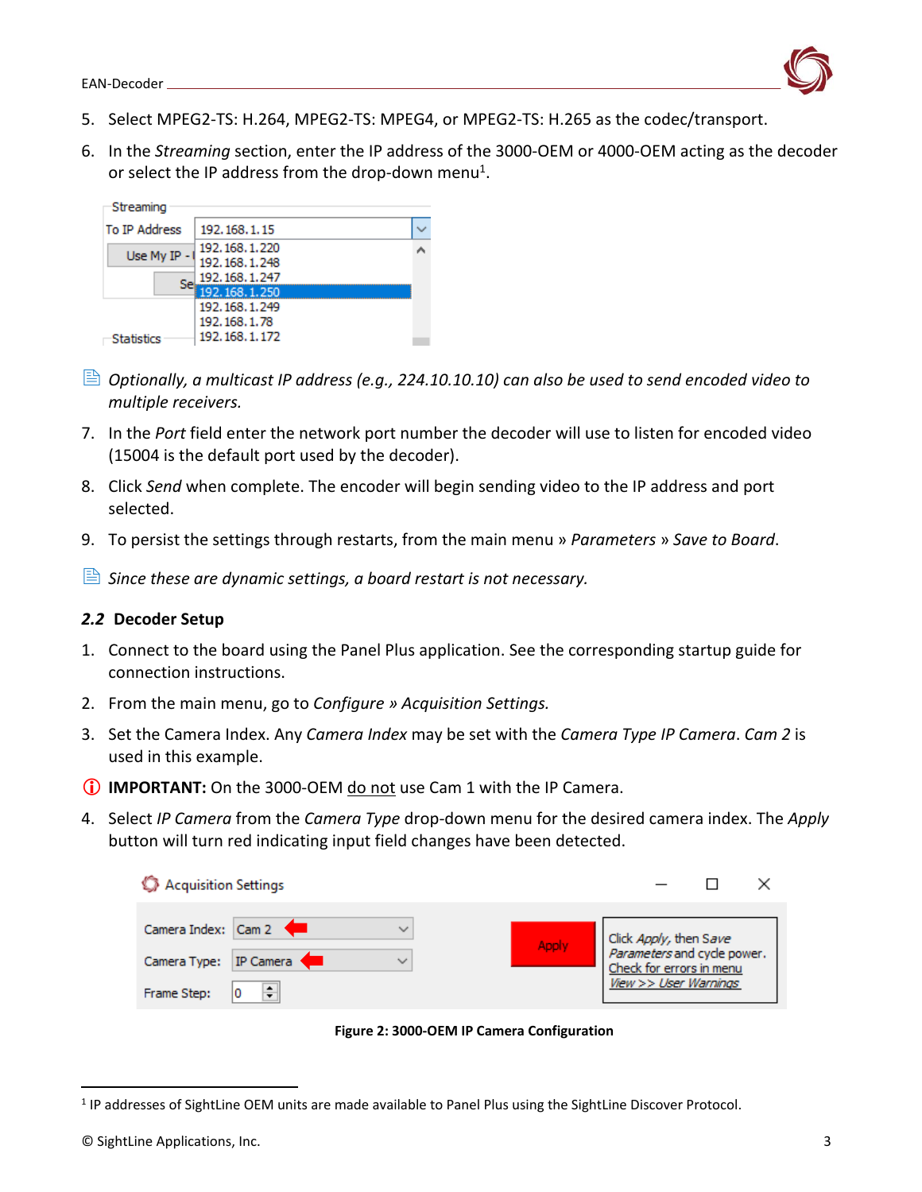5. Select MPEG2-TS: H.264, MPEG2-TS: MPEG4, or MPEG2-TS: H.265 as the codec/transport.
6. In the *Streaming* section, enter the IP address of the 3000-OEM or 4000-OEM acting as the decoder or select the IP address from the drop-down menu[1].

*Optionally, a multicast IP address (e.g., 224.10.10.10) can also be used to send encoded video to multiple receivers.*

7. In the *Port* field enter the network port number the decoder will use to listen for encoded video (15004 is the default port used by the decoder).
8. Click *Send* when complete. The encoder will begin sending video to the IP address and port selected.
9. To persist the settings through restarts, from the main menu » *Parameters* » *Save to Board*.

*Since these are dynamic settings, a board restart is not necessary.*

### *2.2* Decoder Setup

1. Connect to the board using the Panel Plus application. See the corresponding startup guide for connection instructions.
2. From the main menu, go to *Configure » Acquisition Settings.*
3. Set the Camera Index. Any *Camera Index* may be set with the *Camera Type IP Camera*. *Cam 2* is used in this example.

**IMPORTANT:** On the 3000-OEM do not use Cam 1 with the IP Camera.

4. Select *IP Camera* from the *Camera Type* drop-down menu for the desired camera index. The *Apply* button will turn red indicating input field changes have been detected.

**Figure 2: 3000-OEM IP Camera Configuration**

[1] IP addresses of SightLine OEM units are made available to Panel Plus using the SightLine Discover Protocol.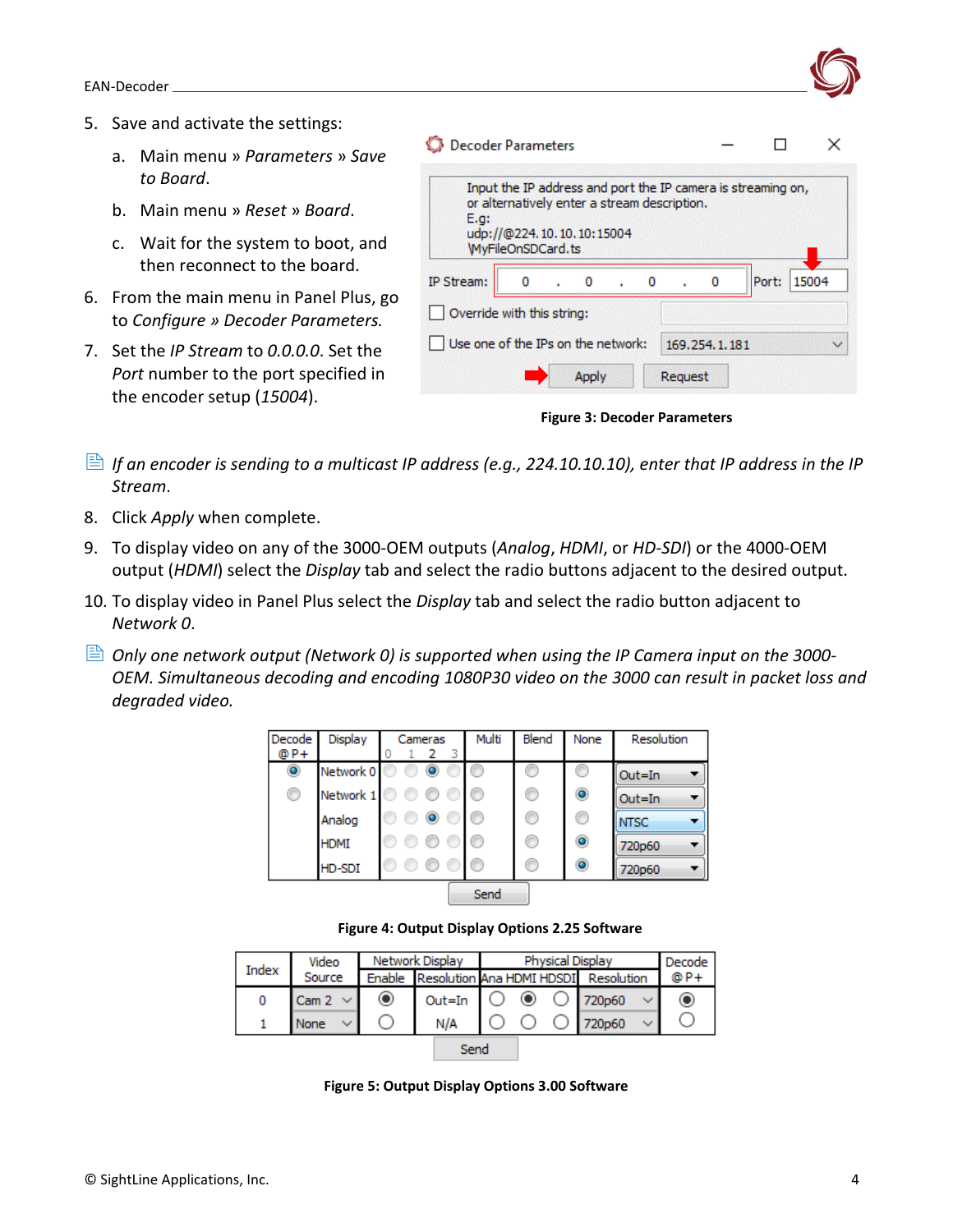5. Save and activate the settings:
   a. Main menu » *Parameters* » *Save to Board*.
   b. Main menu » *Reset* » *Board*.
   c. Wait for the system to boot, and then reconnect to the board.
6. From the main menu in Panel Plus, go to *Configure* » *Decoder Parameters.*
7. Set the *IP Stream* to *0.0.0.0*. Set the *Port* number to the port specified in the encoder setup (*15004*).

**Figure 3: Decoder Parameters**

*If an encoder is sending to a multicast IP address (e.g., 224.10.10.10), enter that IP address in the IP Stream*.

8. Click *Apply* when complete.
9. To display video on any of the 3000-OEM outputs (*Analog*, *HDMI*, or *HD-SDI*) or the 4000-OEM output (*HDMI*) select the *Display* tab and select the radio buttons adjacent to the desired output.
10. To display video in Panel Plus select the *Display* tab and select the radio button adjacent to *Network 0*.

*Only one network output (Network 0) is supported when using the IP Camera input on the 3000-OEM. Simultaneous decoding and encoding 1080P30 video on the 3000 can result in packet loss and degraded video.*

**Figure 4: Output Display Options 2.25 Software**

**Figure 5: Output Display Options 3.00 Software**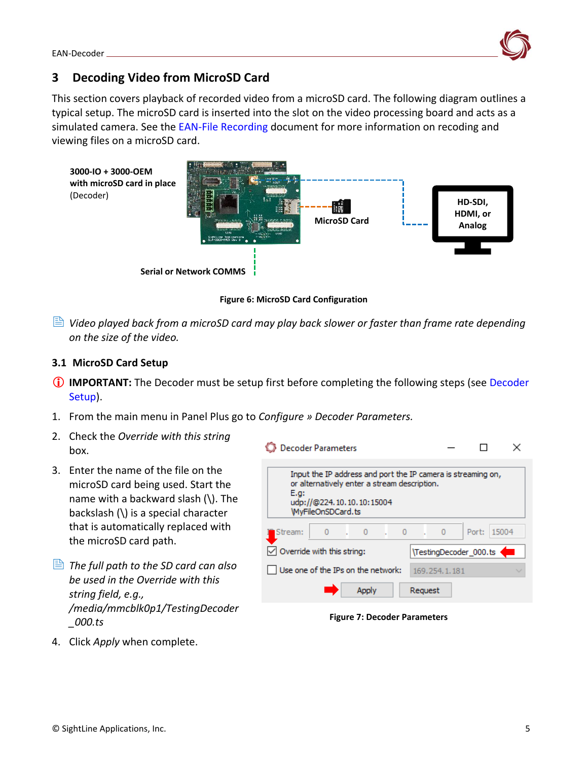# 3 Decoding Video from MicroSD Card

This section covers playback of recorded video from a microSD card. The following diagram outlines a typical setup. The microSD card is inserted into the slot on the video processing board and acts as a simulated camera. See the EAN-File Recording document for more information on recoding and viewing files on a microSD card.

**3000-IO + 3000-OEM with microSD card in place** (Decoder)

MicroSD Card

HD-SDI, HDMI, or Analog

Serial or Network COMMS

**Figure 6: MicroSD Card Configuration**

*Video played back from a microSD card may play back slower or faster than frame rate depending on the size of the video.*

## 3.1 MicroSD Card Setup

**IMPORTANT:** The Decoder must be setup first before completing the following steps (see Decoder Setup).

1. From the main menu in Panel Plus go to *Configure » Decoder Parameters.*
2. Check the *Override with this string* box.
3. Enter the name of the file on the microSD card being used. Start the name with a backward slash (\). The backslash (\) is a special character that is automatically replaced with the microSD card path.

*The full path to the SD card can also be used in the Override with this string field, e.g., /media/mmcblk0p1/TestingDecoder_000.ts*

4. Click *Apply* when complete.

Decoder Parameters

Input the IP address and port the IP camera is streaming on, or alternatively enter a stream description.
E.g:
udp://@224.10.10.10:15004
\MyFileOnSDCard.ts

Stream: 0 . 0 . 0 . 0 Port: 15004

Override with this string: \TestingDecoder_000.ts

Use one of the IPs on the network: 169.254.1.181

Apply Request

**Figure 7: Decoder Parameters**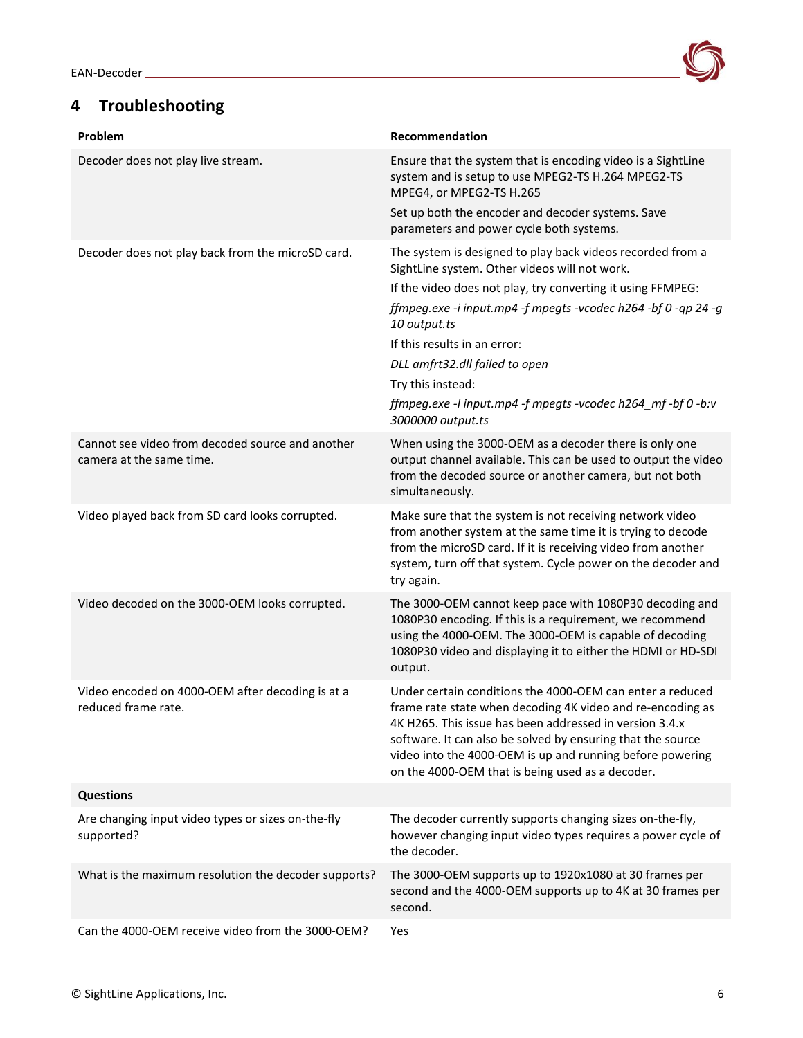# 4 Troubleshooting

| Problem | Recommendation |
|---|---|
| Decoder does not play live stream. | Ensure that the system that is encoding video is a SightLine system and is setup to use MPEG2-TS H.264 MPEG2-TS MPEG4, or MPEG2-TS H.265<br><br>Set up both the encoder and decoder systems. Save parameters and power cycle both systems. |
| Decoder does not play back from the microSD card. | The system is designed to play back videos recorded from a SightLine system. Other videos will not work.<br><br>If the video does not play, try converting it using FFMPEG:<br><br>*ffmpeg.exe -i input.mp4 -f mpegts -vcodec h264 -bf 0 -qp 24 -g 10 output.ts*<br><br>If this results in an error:<br><br>*DLL amfrt32.dll failed to open*<br><br>Try this instead:<br><br>*ffmpeg.exe -I input.mp4 -f mpegts -vcodec h264_mf -bf 0 -b:v 3000000 output.ts* |
| Cannot see video from decoded source and another camera at the same time. | When using the 3000-OEM as a decoder there is only one output channel available. This can be used to output the video from the decoded source or another camera, but not both simultaneously. |
| Video played back from SD card looks corrupted. | Make sure that the system is <u>not</u> receiving network video from another system at the same time it is trying to decode from the microSD card. If it is receiving video from another system, turn off that system. Cycle power on the decoder and try again. |
| Video decoded on the 3000-OEM looks corrupted. | The 3000-OEM cannot keep pace with 1080P30 decoding and 1080P30 encoding. If this is a requirement, we recommend using the 4000-OEM. The 3000-OEM is capable of decoding 1080P30 video and displaying it to either the HDMI or HD-SDI output. |
| Video encoded on 4000-OEM after decoding is at a reduced frame rate. | Under certain conditions the 4000-OEM can enter a reduced frame rate state when decoding 4K video and re-encoding as 4K H265. This issue has been addressed in version 3.4.x software. It can also be solved by ensuring that the source video into the 4000-OEM is up and running before powering on the 4000-OEM that is being used as a decoder. |
| **Questions** | |
| Are changing input video types or sizes on-the-fly supported? | The decoder currently supports changing sizes on-the-fly, however changing input video types requires a power cycle of the decoder. |
| What is the maximum resolution the decoder supports? | The 3000-OEM supports up to 1920x1080 at 30 frames per second and the 4000-OEM supports up to 4K at 30 frames per second. |
| Can the 4000-OEM receive video from the 3000-OEM? | Yes |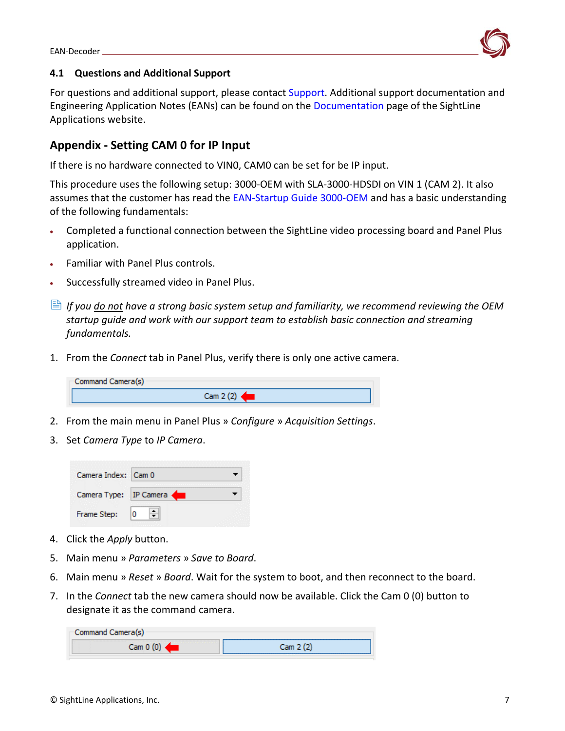### 4.1 Questions and Additional Support

For questions and additional support, please contact Support. Additional support documentation and Engineering Application Notes (EANs) can be found on the Documentation page of the SightLine Applications website.

## Appendix - Setting CAM 0 for IP Input

If there is no hardware connected to VIN0, CAM0 can be set for be IP input.

This procedure uses the following setup: 3000-OEM with SLA-3000-HDSDI on VIN 1 (CAM 2). It also assumes that the customer has read the EAN-Startup Guide 3000-OEM and has a basic understanding of the following fundamentals:

- Completed a functional connection between the SightLine video processing board and Panel Plus application.
- Familiar with Panel Plus controls.
- Successfully streamed video in Panel Plus.

*If you <u>do not</u> have a strong basic system setup and familiarity, we recommend reviewing the OEM startup guide and work with our support team to establish basic connection and streaming fundamentals.*

1. From the *Connect* tab in Panel Plus, verify there is only one active camera.

   Command Camera(s)
   Cam 2 (2)

2. From the main menu in Panel Plus » *Configure* » *Acquisition Settings*.
3. Set *Camera Type* to *IP Camera*.

   Camera Index: Cam 0
   Camera Type: IP Camera
   Frame Step: 0

4. Click the *Apply* button.
5. Main menu » *Parameters* » *Save to Board*.
6. Main menu » *Reset* » *Board*. Wait for the system to boot, and then reconnect to the board.
7. In the *Connect* tab the new camera should now be available. Click the Cam 0 (0) button to designate it as the command camera.

   Command Camera(s)
   Cam 0 (0) | Cam 2 (2)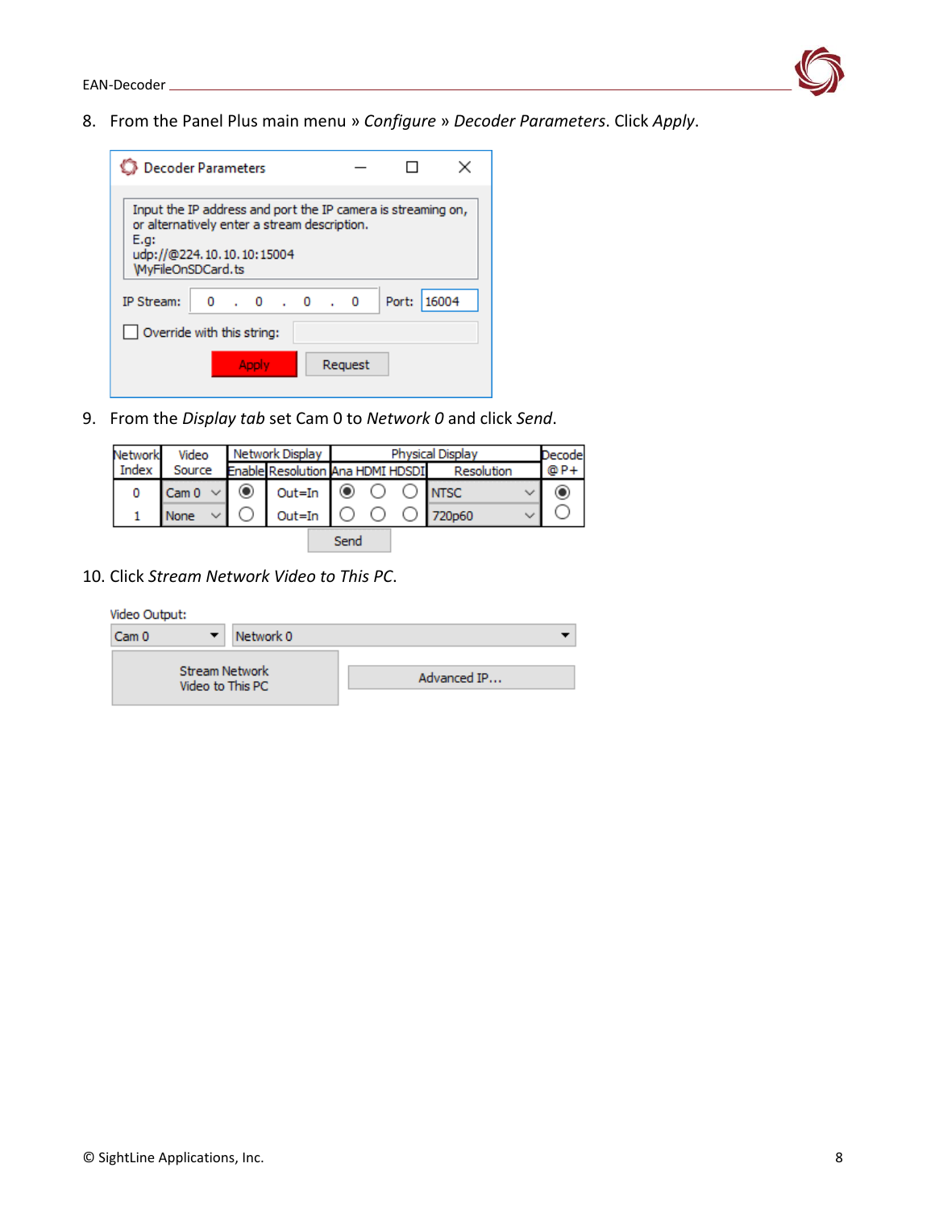8. From the Panel Plus main menu » *Configure* » *Decoder Parameters*. Click *Apply*.

Decoder Parameters

Input the IP address and port the IP camera is streaming on, or alternatively enter a stream description.
E.g:
udp://@224.10.10.10:15004
\MyFileOnSDCard.ts

IP Stream: 0 . 0 . 0 . 0 Port: 16004

Override with this string:

Apply Request

9. From the *Display tab* set Cam 0 to *Network 0* and click *Send*.

| Network Index | Video Source | Network Display | | Physical Display | | | | Decode @P+ |
|---|---|---|---|---|---|---|---|---|
| | | Enable | Resolution | Ana | HDMI | HDSDI | Resolution | |
| 0 | Cam 0 | ◉ | Out=In | ◉ | ○ | ○ | NTSC | ◉ |
| 1 | None | ○ | Out=In | ○ | ○ | ○ | 720p60 | ○ |

Send

10. Click *Stream Network Video to This PC*.

Video Output:

Cam 0 | Network 0

Stream Network Video to This PC | Advanced IP...